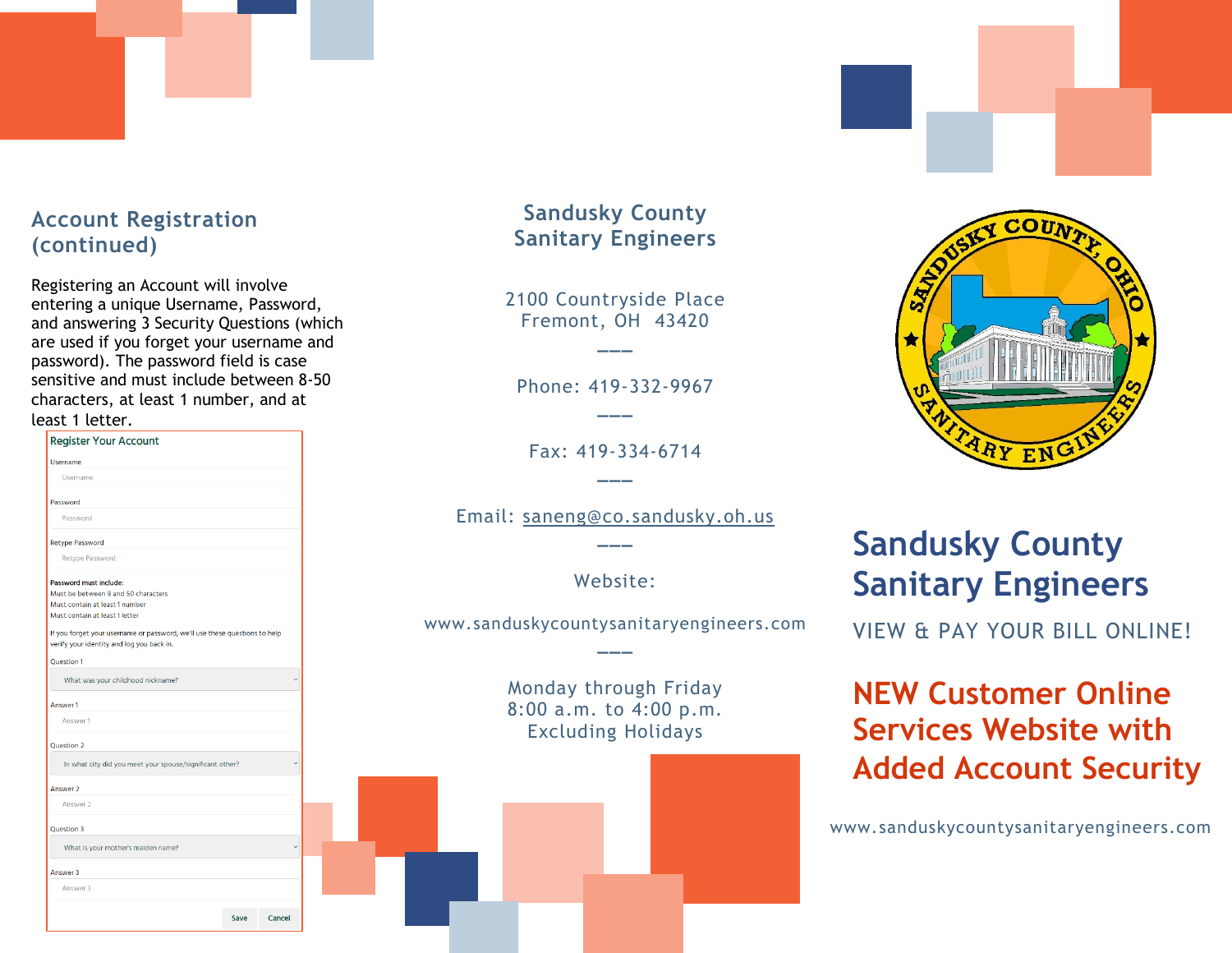## Account Registration (continued)

Registering an Account will involve entering a unique Username, Password, and answering 3 Security Questions (which are used if you forget your username and password). The password field is case sensitive and must include between 8-50 characters, at least 1 number, and at least 1 letter.

**Register Your Account**

Username

Password

Retype Password

**Password must include:**
- Must be between 8 and 50 characters
- Must contain at least 1 number
- Must contain at least 1 letter

If you forget your username or password, we'll use these questions to help verify your identity and log you back in.

Question 1: What was your childhood nickname?

Answer 1

Question 2: In what city did you meet your spouse/significant other?

Answer 2

Question 3: What is your mother's maiden name?

Answer 3

Save | Cancel

## Sandusky County Sanitary Engineers

2100 Countryside Place
Fremont, OH 43420

---

Phone: 419-332-9967

---

Fax: 419-334-6714

---

Email: saneng@co.sandusky.oh.us

---

Website:

www.sanduskycountysanitaryengineers.com

---

Monday through Friday
8:00 a.m. to 4:00 p.m.
Excluding Holidays

SANDUSKY COUNTY, OHIO SANITARY ENGINEERS

# Sandusky County Sanitary Engineers

VIEW & PAY YOUR BILL ONLINE!

## NEW Customer Online Services Website with Added Account Security

www.sanduskycountysanitaryengineers.com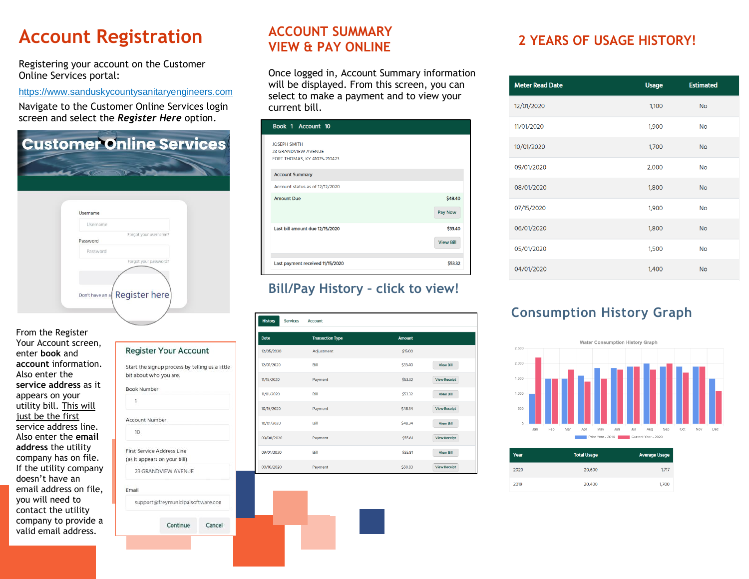# Account Registration

Registering your account on the Customer Online Services portal:

https://www.sanduskycountysanitaryengineers.com

Navigate to the Customer Online Services login screen and select the ***Register Here*** option.

Customer Online Services

Username

Username

Forgot your username?

Password

Password

Forgot your password?

Don't have an a Register here

From the Register Your Account screen, enter **book** and **account** information. Also enter the **service address** as it appears on your utility bill. This will just be the first service address line. Also enter the **email address** the utility company has on file. If the utility company doesn't have an email address on file, you will need to contact the utility company to provide a valid email address.

Register Your Account

Start the signup process by telling us a little bit about who you are.

Book Number

1

Account Number

10

First Service Address Line
(as it appears on your bill)

23 GRANDVIEW AVENUE

Email

support@freymunicipalsoftware.com

Continue Cancel

# ACCOUNT SUMMARY VIEW & PAY ONLINE

Once logged in, Account Summary information will be displayed. From this screen, you can select to make a payment and to view your current bill.

Book 1 Account 10

JOSEPH SMITH
23 GRANDVIEW AVENUE
FORT THOMAS, KY 41075-210423

Account Summary

Account status as of 12/12/2020

| | |
|---|---|
| Amount Due | $48.40 |
| | Pay Now |
| Last bill amount due 12/15/2020 | $33.40 |
| | View Bill |
| Last payment received 11/15/2020 | $53.32 |

## Bill/Pay History - click to view!

History Services Account

| Date | Transaction Type | Amount | |
|---|---|---|---|
| 12/05/2020 | Adjustment | $15.00 | |
| 12/01/2020 | Bill | $33.40 | View Bill |
| 11/15/2020 | Payment | $53.32 | View Receipt |
| 11/01/2020 | Bill | $53.32 | View Bill |
| 10/15/2020 | Payment | $48.34 | View Receipt |
| 10/01/2020 | Bill | $48.34 | View Bill |
| 09/08/2020 | Payment | $55.81 | View Receipt |
| 09/01/2020 | Bill | $55.81 | View Bill |
| 08/10/2020 | Payment | $50.83 | View Receipt |

# 2 YEARS OF USAGE HISTORY!

| Meter Read Date | Usage | Estimated |
|---|---|---|
| 12/01/2020 | 1,100 | No |
| 11/01/2020 | 1,900 | No |
| 10/01/2020 | 1,700 | No |
| 09/01/2020 | 2,000 | No |
| 08/01/2020 | 1,800 | No |
| 07/15/2020 | 1,900 | No |
| 06/01/2020 | 1,800 | No |
| 05/01/2020 | 1,500 | No |
| 04/01/2020 | 1,400 | No |

## Consumption History Graph

Water Consumption History Graph

2,500
2,000
1,500
1,000
500
0

Jan Feb Mar Apr May Jun Jul Aug Sep Oct Nov Dec

Prior Year - 2019 Current Year - 2020

| Year | Total Usage | Average Usage |
|---|---|---|
| 2020 | 20,600 | 1,717 |
| 2019 | 20,400 | 1,700 |